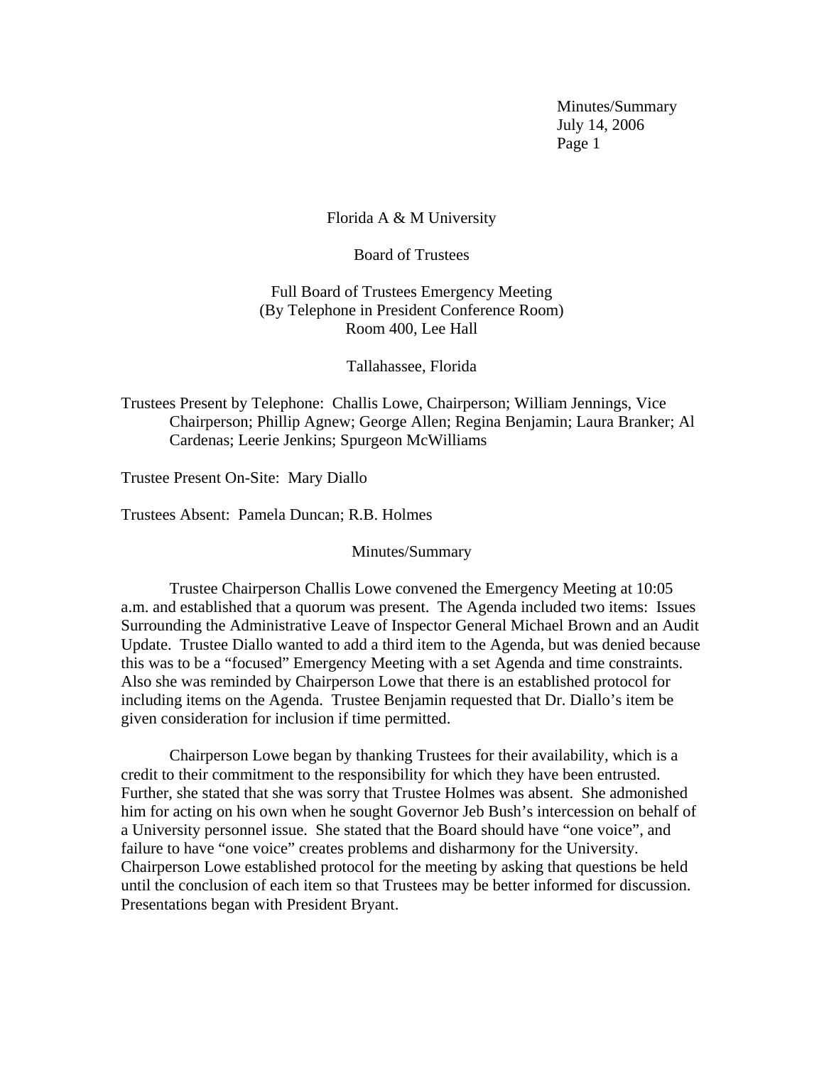Florida A & M University

Board of Trustees

Full Board of Trustees Emergency Meeting
(By Telephone in President Conference Room)
Room 400, Lee Hall

Tallahassee, Florida

Trustees Present by Telephone: Challis Lowe, Chairperson; William Jennings, Vice Chairperson; Phillip Agnew; George Allen; Regina Benjamin; Laura Branker; Al Cardenas; Leerie Jenkins; Spurgeon McWilliams

Trustee Present On-Site: Mary Diallo

Trustees Absent: Pamela Duncan; R.B. Holmes

## Minutes/Summary

Trustee Chairperson Challis Lowe convened the Emergency Meeting at 10:05 a.m. and established that a quorum was present. The Agenda included two items: Issues Surrounding the Administrative Leave of Inspector General Michael Brown and an Audit Update. Trustee Diallo wanted to add a third item to the Agenda, but was denied because this was to be a "focused" Emergency Meeting with a set Agenda and time constraints. Also she was reminded by Chairperson Lowe that there is an established protocol for including items on the Agenda. Trustee Benjamin requested that Dr. Diallo's item be given consideration for inclusion if time permitted.

Chairperson Lowe began by thanking Trustees for their availability, which is a credit to their commitment to the responsibility for which they have been entrusted. Further, she stated that she was sorry that Trustee Holmes was absent. She admonished him for acting on his own when he sought Governor Jeb Bush's intercession on behalf of a University personnel issue. She stated that the Board should have "one voice", and failure to have "one voice" creates problems and disharmony for the University. Chairperson Lowe established protocol for the meeting by asking that questions be held until the conclusion of each item so that Trustees may be better informed for discussion. Presentations began with President Bryant.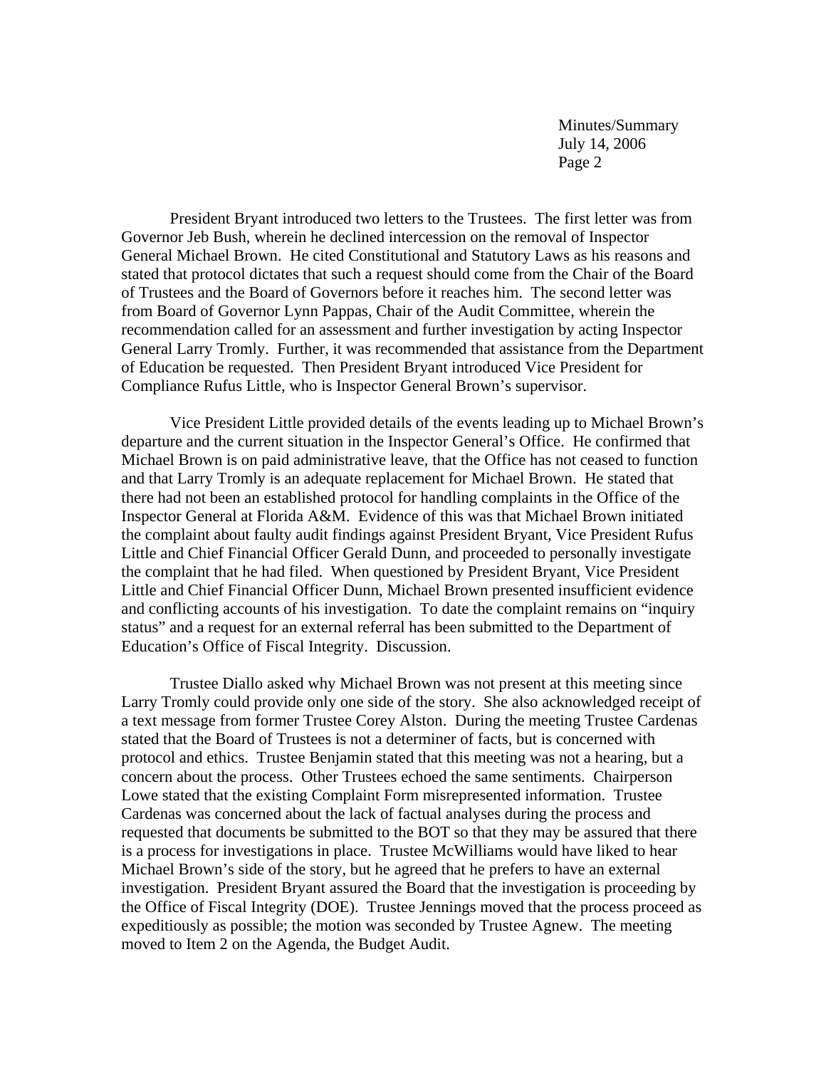President Bryant introduced two letters to the Trustees. The first letter was from Governor Jeb Bush, wherein he declined intercession on the removal of Inspector General Michael Brown. He cited Constitutional and Statutory Laws as his reasons and stated that protocol dictates that such a request should come from the Chair of the Board of Trustees and the Board of Governors before it reaches him. The second letter was from Board of Governor Lynn Pappas, Chair of the Audit Committee, wherein the recommendation called for an assessment and further investigation by acting Inspector General Larry Tromly. Further, it was recommended that assistance from the Department of Education be requested. Then President Bryant introduced Vice President for Compliance Rufus Little, who is Inspector General Brown's supervisor.

Vice President Little provided details of the events leading up to Michael Brown's departure and the current situation in the Inspector General's Office. He confirmed that Michael Brown is on paid administrative leave, that the Office has not ceased to function and that Larry Tromly is an adequate replacement for Michael Brown. He stated that there had not been an established protocol for handling complaints in the Office of the Inspector General at Florida A&M. Evidence of this was that Michael Brown initiated the complaint about faulty audit findings against President Bryant, Vice President Rufus Little and Chief Financial Officer Gerald Dunn, and proceeded to personally investigate the complaint that he had filed. When questioned by President Bryant, Vice President Little and Chief Financial Officer Dunn, Michael Brown presented insufficient evidence and conflicting accounts of his investigation. To date the complaint remains on "inquiry status" and a request for an external referral has been submitted to the Department of Education's Office of Fiscal Integrity. Discussion.

Trustee Diallo asked why Michael Brown was not present at this meeting since Larry Tromly could provide only one side of the story. She also acknowledged receipt of a text message from former Trustee Corey Alston. During the meeting Trustee Cardenas stated that the Board of Trustees is not a determiner of facts, but is concerned with protocol and ethics. Trustee Benjamin stated that this meeting was not a hearing, but a concern about the process. Other Trustees echoed the same sentiments. Chairperson Lowe stated that the existing Complaint Form misrepresented information. Trustee Cardenas was concerned about the lack of factual analyses during the process and requested that documents be submitted to the BOT so that they may be assured that there is a process for investigations in place. Trustee McWilliams would have liked to hear Michael Brown's side of the story, but he agreed that he prefers to have an external investigation. President Bryant assured the Board that the investigation is proceeding by the Office of Fiscal Integrity (DOE). Trustee Jennings moved that the process proceed as expeditiously as possible; the motion was seconded by Trustee Agnew. The meeting moved to Item 2 on the Agenda, the Budget Audit.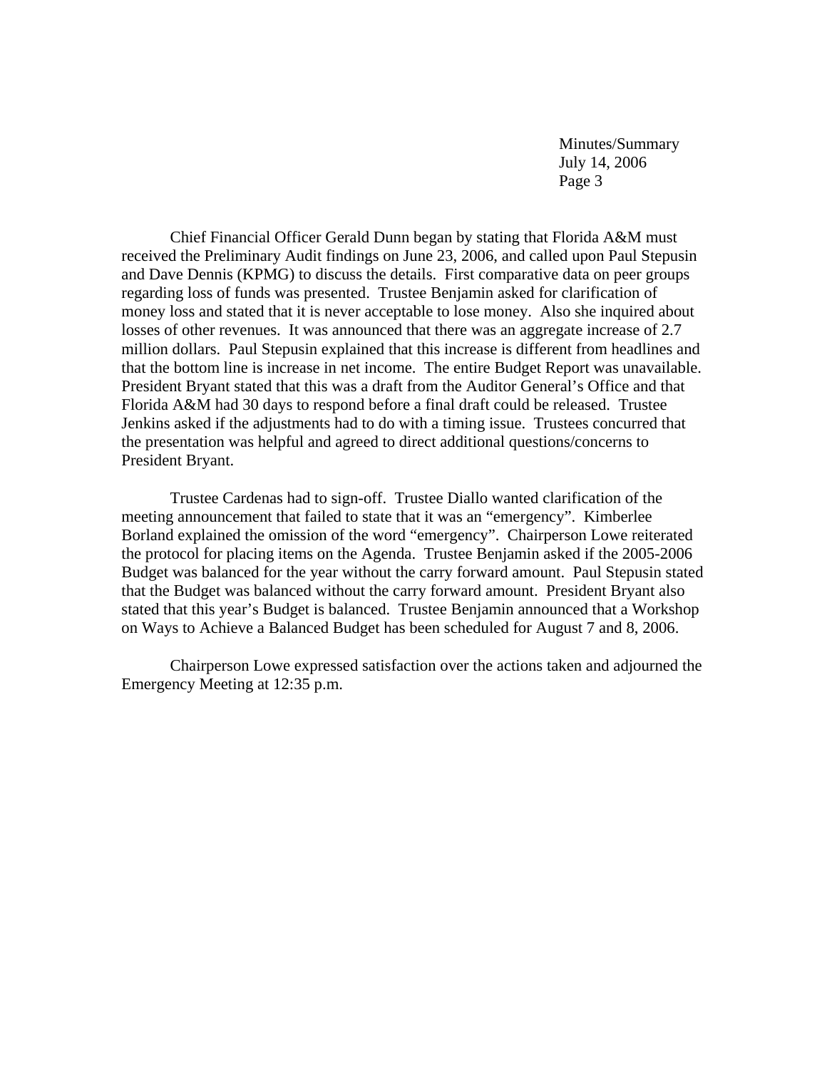Chief Financial Officer Gerald Dunn began by stating that Florida A&M must received the Preliminary Audit findings on June 23, 2006, and called upon Paul Stepusin and Dave Dennis (KPMG) to discuss the details. First comparative data on peer groups regarding loss of funds was presented. Trustee Benjamin asked for clarification of money loss and stated that it is never acceptable to lose money. Also she inquired about losses of other revenues. It was announced that there was an aggregate increase of 2.7 million dollars. Paul Stepusin explained that this increase is different from headlines and that the bottom line is increase in net income. The entire Budget Report was unavailable. President Bryant stated that this was a draft from the Auditor General's Office and that Florida A&M had 30 days to respond before a final draft could be released. Trustee Jenkins asked if the adjustments had to do with a timing issue. Trustees concurred that the presentation was helpful and agreed to direct additional questions/concerns to President Bryant.

Trustee Cardenas had to sign-off. Trustee Diallo wanted clarification of the meeting announcement that failed to state that it was an "emergency". Kimberlee Borland explained the omission of the word "emergency". Chairperson Lowe reiterated the protocol for placing items on the Agenda. Trustee Benjamin asked if the 2005-2006 Budget was balanced for the year without the carry forward amount. Paul Stepusin stated that the Budget was balanced without the carry forward amount. President Bryant also stated that this year's Budget is balanced. Trustee Benjamin announced that a Workshop on Ways to Achieve a Balanced Budget has been scheduled for August 7 and 8, 2006.

Chairperson Lowe expressed satisfaction over the actions taken and adjourned the Emergency Meeting at 12:35 p.m.